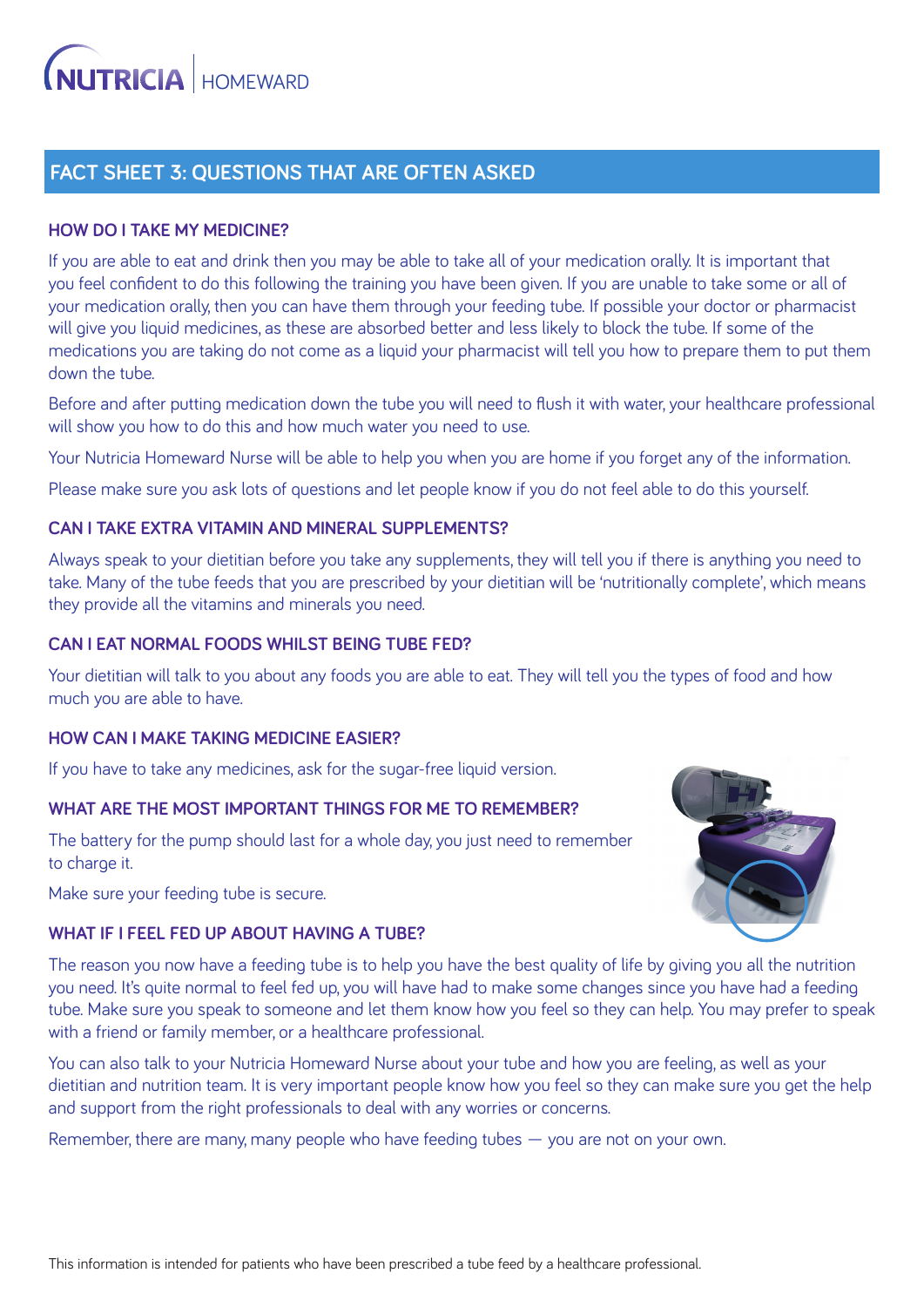NUTRICIA | HOMEWARD

# FACT SHEET 3: QUESTIONS THAT ARE OFTEN ASKED

## HOW DO I TAKE MY MEDICINE?

If you are able to eat and drink then you may be able to take all of your medication orally. It is important that you feel confident to do this following the training you have been given. If you are unable to take some or all of your medication orally, then you can have them through your feeding tube. If possible your doctor or pharmacist will give you liquid medicines, as these are absorbed better and less likely to block the tube. If some of the medications you are taking do not come as a liquid your pharmacist will tell you how to prepare them to put them down the tube.

Before and after putting medication down the tube you will need to flush it with water, your healthcare professional will show you how to do this and how much water you need to use.

Your Nutricia Homeward Nurse will be able to help you when you are home if you forget any of the information.

Please make sure you ask lots of questions and let people know if you do not feel able to do this yourself.

## CAN I TAKE EXTRA VITAMIN AND MINERAL SUPPLEMENTS?

Always speak to your dietitian before you take any supplements, they will tell you if there is anything you need to take. Many of the tube feeds that you are prescribed by your dietitian will be 'nutritionally complete', which means they provide all the vitamins and minerals you need.

## CAN I EAT NORMAL FOODS WHILST BEING TUBE FED?

Your dietitian will talk to you about any foods you are able to eat. They will tell you the types of food and how much you are able to have.

## HOW CAN I MAKE TAKING MEDICINE EASIER?

If you have to take any medicines, ask for the sugar-free liquid version.

## WHAT ARE THE MOST IMPORTANT THINGS FOR ME TO REMEMBER?

The battery for the pump should last for a whole day, you just need to remember to charge it.

Make sure your feeding tube is secure.

## WHAT IF I FEEL FED UP ABOUT HAVING A TUBE?

The reason you now have a feeding tube is to help you have the best quality of life by giving you all the nutrition you need. It's quite normal to feel fed up, you will have had to make some changes since you have had a feeding tube. Make sure you speak to someone and let them know how you feel so they can help. You may prefer to speak with a friend or family member, or a healthcare professional.

You can also talk to your Nutricia Homeward Nurse about your tube and how you are feeling, as well as your dietitian and nutrition team. It is very important people know how you feel so they can make sure you get the help and support from the right professionals to deal with any worries or concerns.

Remember, there are many, many people who have feeding tubes — you are not on your own.

This information is intended for patients who have been prescribed a tube feed by a healthcare professional.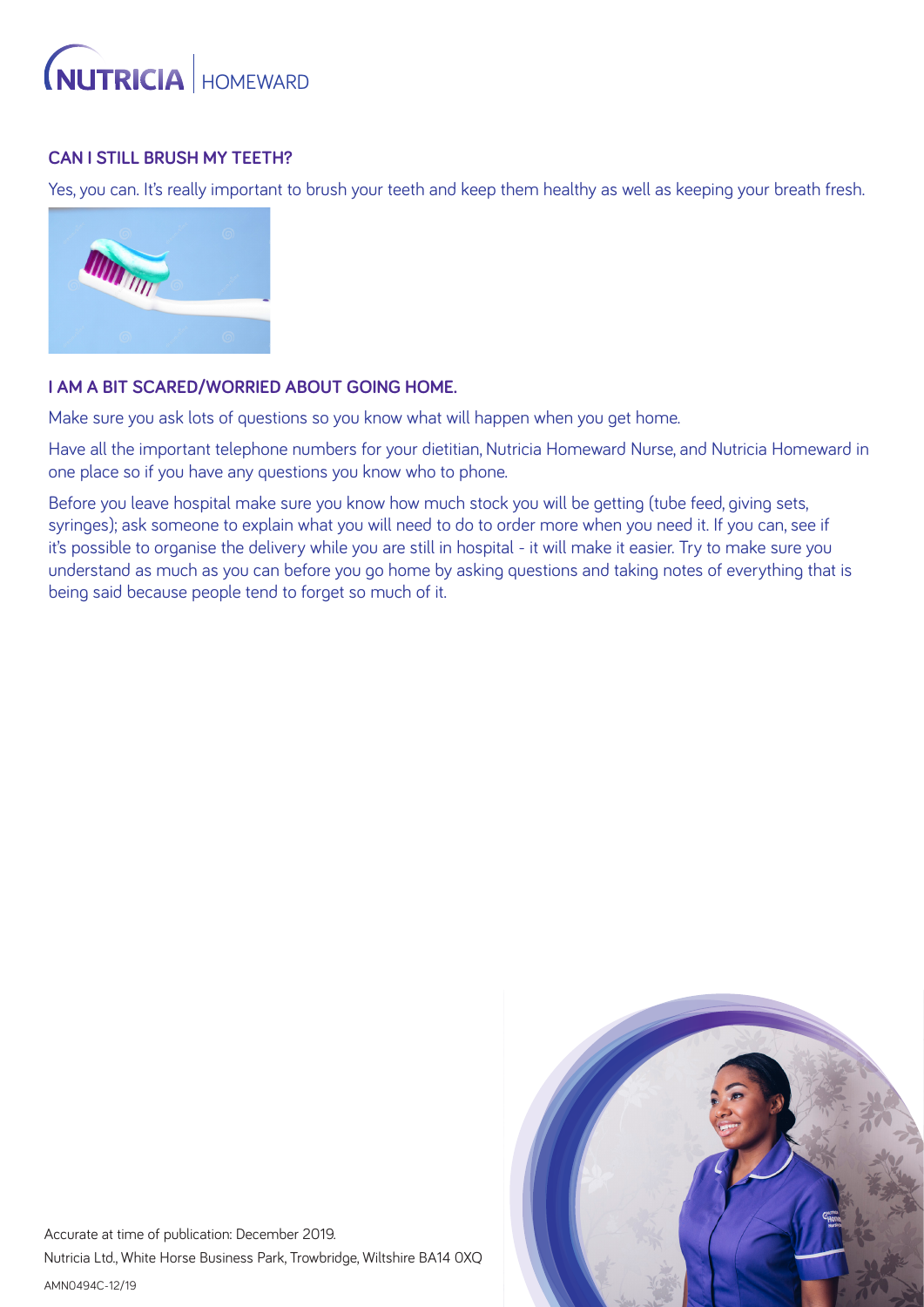### CAN I STILL BRUSH MY TEETH?

Yes, you can. It's really important to brush your teeth and keep them healthy as well as keeping your breath fresh.

### I AM A BIT SCARED/WORRIED ABOUT GOING HOME.

Make sure you ask lots of questions so you know what will happen when you get home.

Have all the important telephone numbers for your dietitian, Nutricia Homeward Nurse, and Nutricia Homeward in one place so if you have any questions you know who to phone.

Before you leave hospital make sure you know how much stock you will be getting (tube feed, giving sets, syringes); ask someone to explain what you will need to do to order more when you need it. If you can, see if it's possible to organise the delivery while you are still in hospital - it will make it easier. Try to make sure you understand as much as you can before you go home by asking questions and taking notes of everything that is being said because people tend to forget so much of it.

Accurate at time of publication: December 2019.

Nutricia Ltd., White Horse Business Park, Trowbridge, Wiltshire BA14 0XQ

AMN0494C-12/19